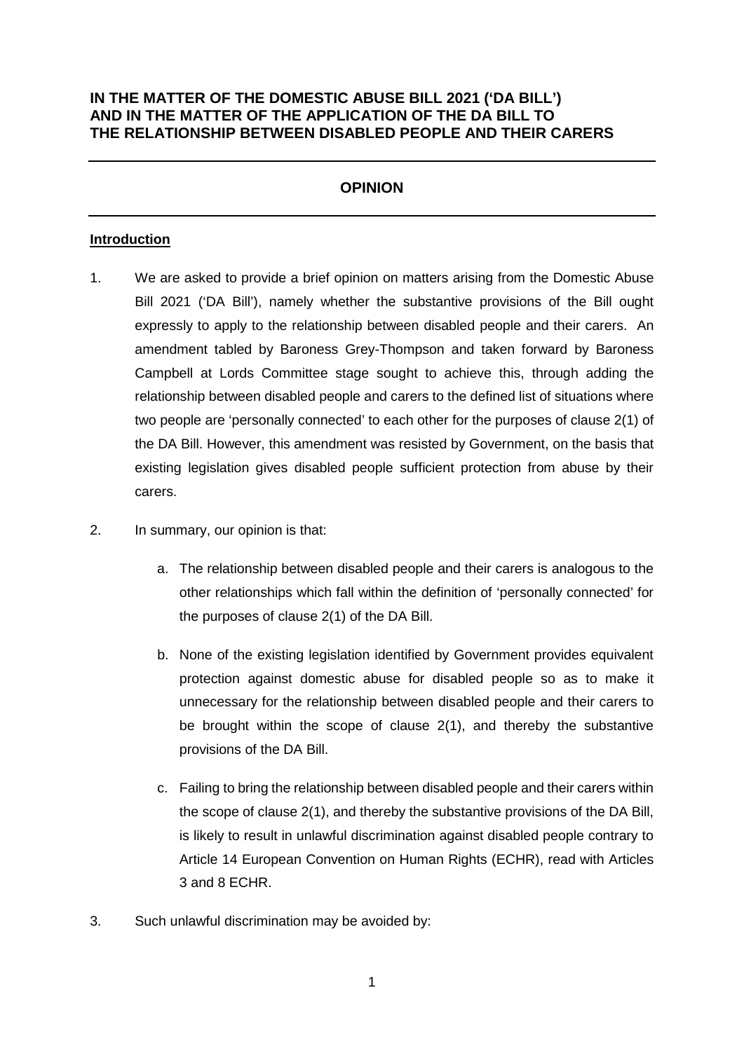**IN THE MATTER OF THE DOMESTIC ABUSE BILL 2021 ('DA BILL') AND IN THE MATTER OF THE APPLICATION OF THE DA BILL TO THE RELATIONSHIP BETWEEN DISABLED PEOPLE AND THEIR CARERS**

---

# OPINION

---

## Introduction

1. We are asked to provide a brief opinion on matters arising from the Domestic Abuse Bill 2021 ('DA Bill'), namely whether the substantive provisions of the Bill ought expressly to apply to the relationship between disabled people and their carers. An amendment tabled by Baroness Grey-Thompson and taken forward by Baroness Campbell at Lords Committee stage sought to achieve this, through adding the relationship between disabled people and carers to the defined list of situations where two people are 'personally connected' to each other for the purposes of clause 2(1) of the DA Bill. However, this amendment was resisted by Government, on the basis that existing legislation gives disabled people sufficient protection from abuse by their carers.

2. In summary, our opinion is that:

   a. The relationship between disabled people and their carers is analogous to the other relationships which fall within the definition of 'personally connected' for the purposes of clause 2(1) of the DA Bill.

   b. None of the existing legislation identified by Government provides equivalent protection against domestic abuse for disabled people so as to make it unnecessary for the relationship between disabled people and their carers to be brought within the scope of clause 2(1), and thereby the substantive provisions of the DA Bill.

   c. Failing to bring the relationship between disabled people and their carers within the scope of clause 2(1), and thereby the substantive provisions of the DA Bill, is likely to result in unlawful discrimination against disabled people contrary to Article 14 European Convention on Human Rights (ECHR), read with Articles 3 and 8 ECHR.

3. Such unlawful discrimination may be avoided by: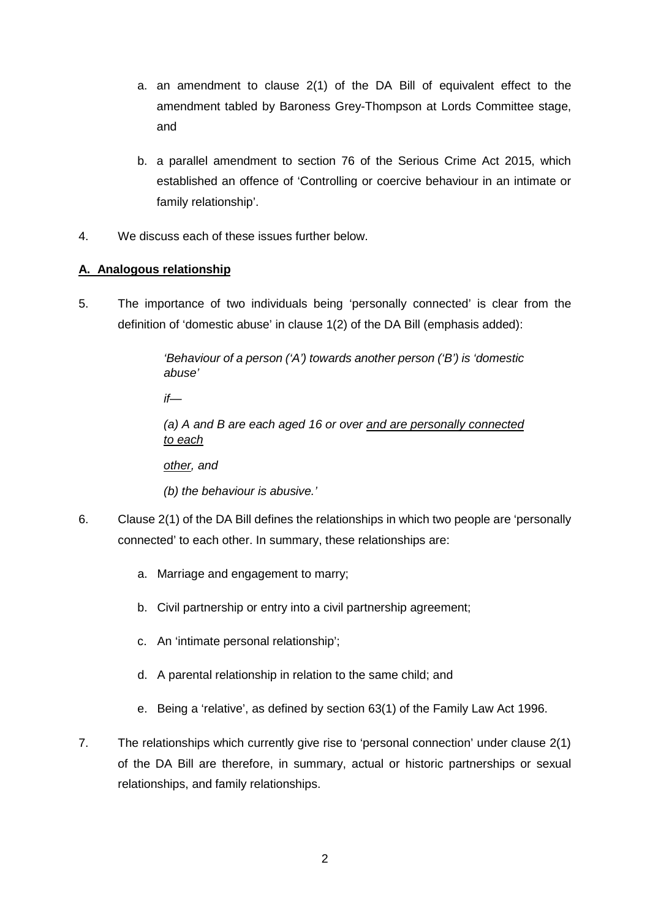a. an amendment to clause 2(1) of the DA Bill of equivalent effect to the amendment tabled by Baroness Grey-Thompson at Lords Committee stage, and

b. a parallel amendment to section 76 of the Serious Crime Act 2015, which established an offence of 'Controlling or coercive behaviour in an intimate or family relationship'.

4. We discuss each of these issues further below.

## A. Analogous relationship

5. The importance of two individuals being 'personally connected' is clear from the definition of 'domestic abuse' in clause 1(2) of the DA Bill (emphasis added):

> *'Behaviour of a person ('A') towards another person ('B') is 'domestic abuse'*
>
> *if—*
>
> *(a) A and B are each aged 16 or over* <u>*and are personally connected to each*</u>
>
> <u>*other*</u>*, and*
>
> *(b) the behaviour is abusive.'*

6. Clause 2(1) of the DA Bill defines the relationships in which two people are 'personally connected' to each other. In summary, these relationships are:

   a. Marriage and engagement to marry;

   b. Civil partnership or entry into a civil partnership agreement;

   c. An 'intimate personal relationship';

   d. A parental relationship in relation to the same child; and

   e. Being a 'relative', as defined by section 63(1) of the Family Law Act 1996.

7. The relationships which currently give rise to 'personal connection' under clause 2(1) of the DA Bill are therefore, in summary, actual or historic partnerships or sexual relationships, and family relationships.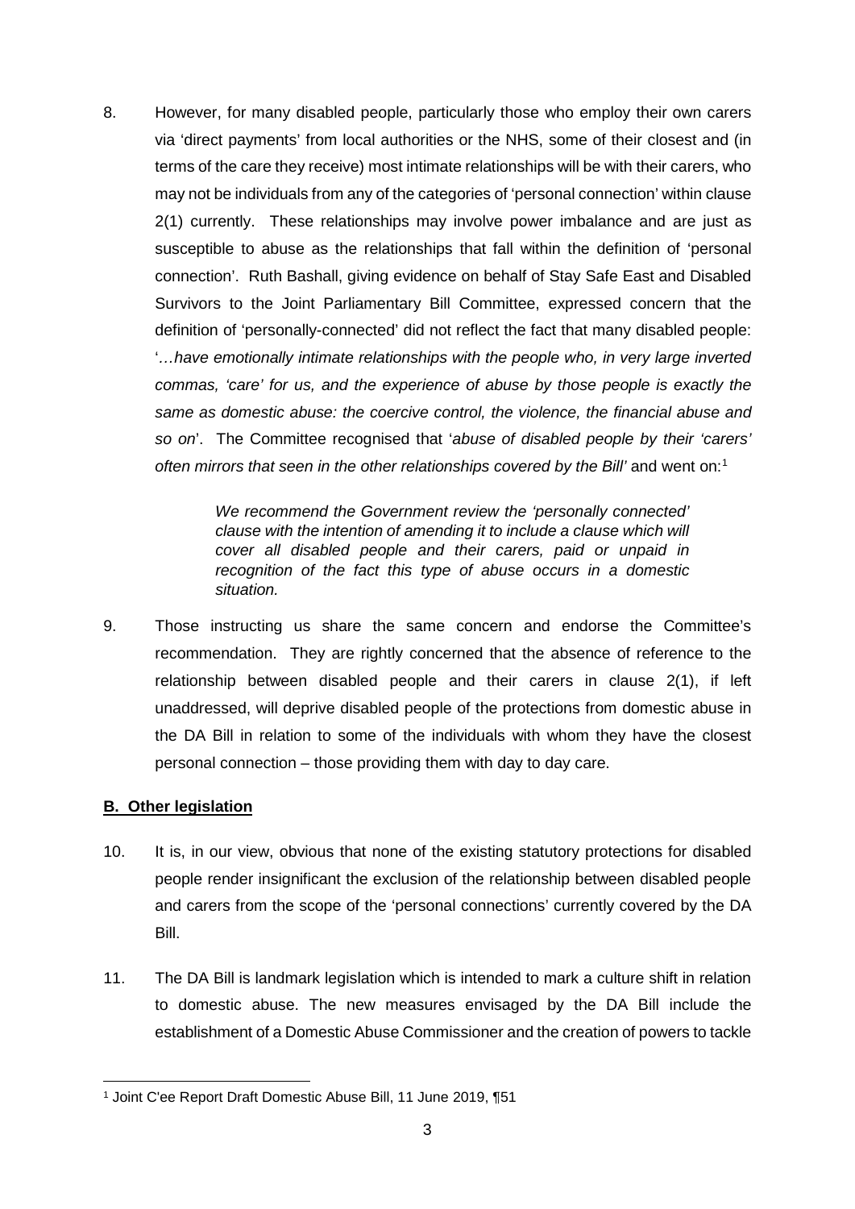8. However, for many disabled people, particularly those who employ their own carers via 'direct payments' from local authorities or the NHS, some of their closest and (in terms of the care they receive) most intimate relationships will be with their carers, who may not be individuals from any of the categories of 'personal connection' within clause 2(1) currently. These relationships may involve power imbalance and are just as susceptible to abuse as the relationships that fall within the definition of 'personal connection'. Ruth Bashall, giving evidence on behalf of Stay Safe East and Disabled Survivors to the Joint Parliamentary Bill Committee, expressed concern that the definition of 'personally-connected' did not reflect the fact that many disabled people: '*…have emotionally intimate relationships with the people who, in very large inverted commas, 'care' for us, and the experience of abuse by those people is exactly the same as domestic abuse: the coercive control, the violence, the financial abuse and so on*'. The Committee recognised that '*abuse of disabled people by their 'carers' often mirrors that seen in the other relationships covered by the Bill'* and went on:[1]

> *We recommend the Government review the 'personally connected' clause with the intention of amending it to include a clause which will cover all disabled people and their carers, paid or unpaid in recognition of the fact this type of abuse occurs in a domestic situation.*

9. Those instructing us share the same concern and endorse the Committee's recommendation. They are rightly concerned that the absence of reference to the relationship between disabled people and their carers in clause 2(1), if left unaddressed, will deprive disabled people of the protections from domestic abuse in the DA Bill in relation to some of the individuals with whom they have the closest personal connection – those providing them with day to day care.

**B. Other legislation**

10. It is, in our view, obvious that none of the existing statutory protections for disabled people render insignificant the exclusion of the relationship between disabled people and carers from the scope of the 'personal connections' currently covered by the DA Bill.

11. The DA Bill is landmark legislation which is intended to mark a culture shift in relation to domestic abuse. The new measures envisaged by the DA Bill include the establishment of a Domestic Abuse Commissioner and the creation of powers to tackle

---

[1] Joint C'ee Report Draft Domestic Abuse Bill, 11 June 2019, ¶51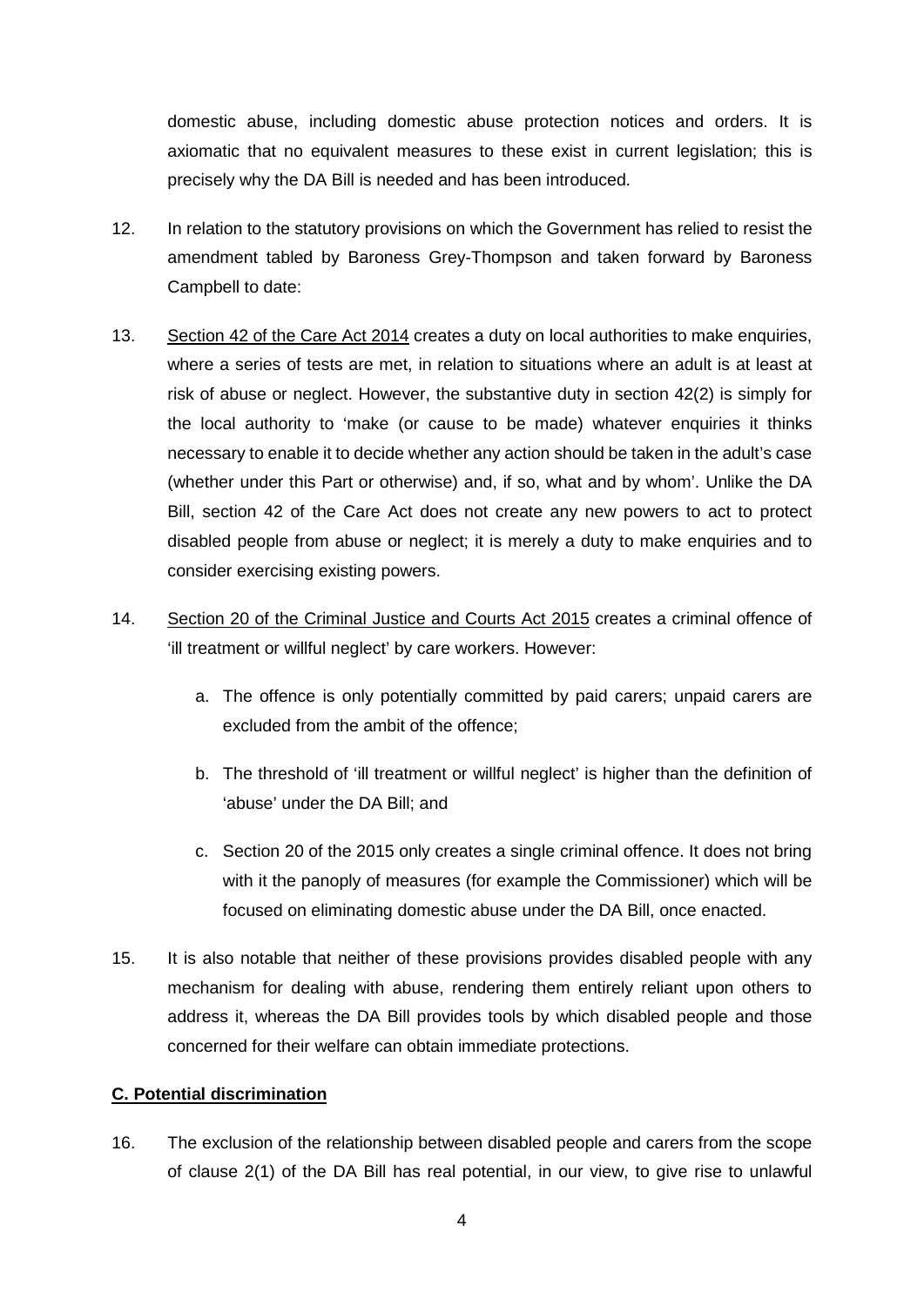domestic abuse, including domestic abuse protection notices and orders. It is axiomatic that no equivalent measures to these exist in current legislation; this is precisely why the DA Bill is needed and has been introduced.

12. In relation to the statutory provisions on which the Government has relied to resist the amendment tabled by Baroness Grey-Thompson and taken forward by Baroness Campbell to date:

13. Section 42 of the Care Act 2014 creates a duty on local authorities to make enquiries, where a series of tests are met, in relation to situations where an adult is at least at risk of abuse or neglect. However, the substantive duty in section 42(2) is simply for the local authority to 'make (or cause to be made) whatever enquiries it thinks necessary to enable it to decide whether any action should be taken in the adult's case (whether under this Part or otherwise) and, if so, what and by whom'. Unlike the DA Bill, section 42 of the Care Act does not create any new powers to act to protect disabled people from abuse or neglect; it is merely a duty to make enquiries and to consider exercising existing powers.

14. Section 20 of the Criminal Justice and Courts Act 2015 creates a criminal offence of 'ill treatment or willful neglect' by care workers. However:

    a. The offence is only potentially committed by paid carers; unpaid carers are excluded from the ambit of the offence;

    b. The threshold of 'ill treatment or willful neglect' is higher than the definition of 'abuse' under the DA Bill; and

    c. Section 20 of the 2015 only creates a single criminal offence. It does not bring with it the panoply of measures (for example the Commissioner) which will be focused on eliminating domestic abuse under the DA Bill, once enacted.

15. It is also notable that neither of these provisions provides disabled people with any mechanism for dealing with abuse, rendering them entirely reliant upon others to address it, whereas the DA Bill provides tools by which disabled people and those concerned for their welfare can obtain immediate protections.

**C. Potential discrimination**

16. The exclusion of the relationship between disabled people and carers from the scope of clause 2(1) of the DA Bill has real potential, in our view, to give rise to unlawful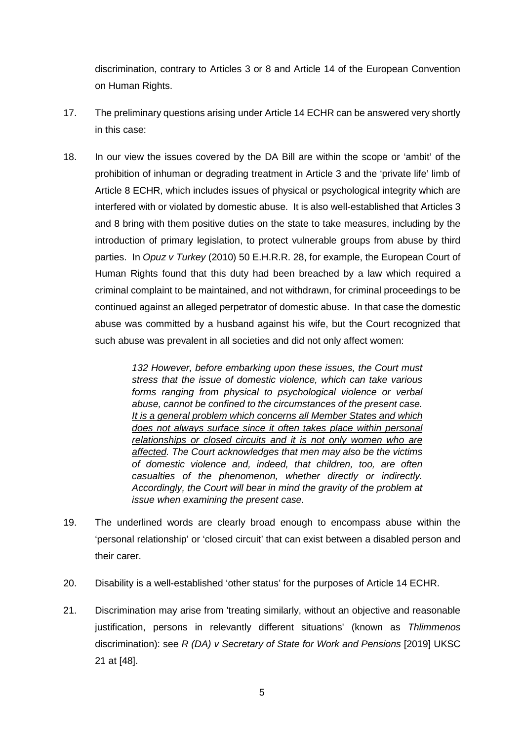discrimination, contrary to Articles 3 or 8 and Article 14 of the European Convention on Human Rights.

17. The preliminary questions arising under Article 14 ECHR can be answered very shortly in this case:

18. In our view the issues covered by the DA Bill are within the scope or 'ambit' of the prohibition of inhuman or degrading treatment in Article 3 and the 'private life' limb of Article 8 ECHR, which includes issues of physical or psychological integrity which are interfered with or violated by domestic abuse. It is also well-established that Articles 3 and 8 bring with them positive duties on the state to take measures, including by the introduction of primary legislation, to protect vulnerable groups from abuse by third parties. In *Opuz v Turkey* (2010) 50 E.H.R.R. 28, for example, the European Court of Human Rights found that this duty had been breached by a law which required a criminal complaint to be maintained, and not withdrawn, for criminal proceedings to be continued against an alleged perpetrator of domestic abuse. In that case the domestic abuse was committed by a husband against his wife, but the Court recognized that such abuse was prevalent in all societies and did not only affect women:

> *132 However, before embarking upon these issues, the Court must stress that the issue of domestic violence, which can take various forms ranging from physical to psychological violence or verbal abuse, cannot be confined to the circumstances of the present case. <u>It is a general problem which concerns all Member States and which does not always surface since it often takes place within personal relationships or closed circuits and it is not only women who are affected</u>. The Court acknowledges that men may also be the victims of domestic violence and, indeed, that children, too, are often casualties of the phenomenon, whether directly or indirectly. Accordingly, the Court will bear in mind the gravity of the problem at issue when examining the present case.*

19. The underlined words are clearly broad enough to encompass abuse within the 'personal relationship' or 'closed circuit' that can exist between a disabled person and their carer.

20. Disability is a well-established 'other status' for the purposes of Article 14 ECHR.

21. Discrimination may arise from 'treating similarly, without an objective and reasonable justification, persons in relevantly different situations' (known as *Thlimmenos* discrimination): see *R (DA) v Secretary of State for Work and Pensions* [2019] UKSC 21 at [48].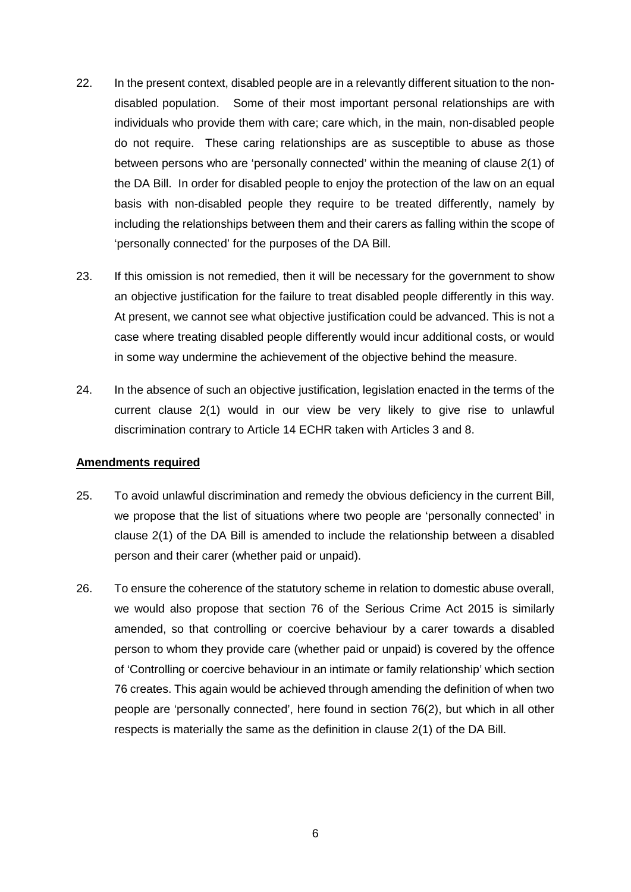22. In the present context, disabled people are in a relevantly different situation to the non-disabled population. Some of their most important personal relationships are with individuals who provide them with care; care which, in the main, non-disabled people do not require. These caring relationships are as susceptible to abuse as those between persons who are 'personally connected' within the meaning of clause 2(1) of the DA Bill. In order for disabled people to enjoy the protection of the law on an equal basis with non-disabled people they require to be treated differently, namely by including the relationships between them and their carers as falling within the scope of 'personally connected' for the purposes of the DA Bill.

23. If this omission is not remedied, then it will be necessary for the government to show an objective justification for the failure to treat disabled people differently in this way. At present, we cannot see what objective justification could be advanced. This is not a case where treating disabled people differently would incur additional costs, or would in some way undermine the achievement of the objective behind the measure.

24. In the absence of such an objective justification, legislation enacted in the terms of the current clause 2(1) would in our view be very likely to give rise to unlawful discrimination contrary to Article 14 ECHR taken with Articles 3 and 8.

**Amendments required**

25. To avoid unlawful discrimination and remedy the obvious deficiency in the current Bill, we propose that the list of situations where two people are 'personally connected' in clause 2(1) of the DA Bill is amended to include the relationship between a disabled person and their carer (whether paid or unpaid).

26. To ensure the coherence of the statutory scheme in relation to domestic abuse overall, we would also propose that section 76 of the Serious Crime Act 2015 is similarly amended, so that controlling or coercive behaviour by a carer towards a disabled person to whom they provide care (whether paid or unpaid) is covered by the offence of 'Controlling or coercive behaviour in an intimate or family relationship' which section 76 creates. This again would be achieved through amending the definition of when two people are 'personally connected', here found in section 76(2), but which in all other respects is materially the same as the definition in clause 2(1) of the DA Bill.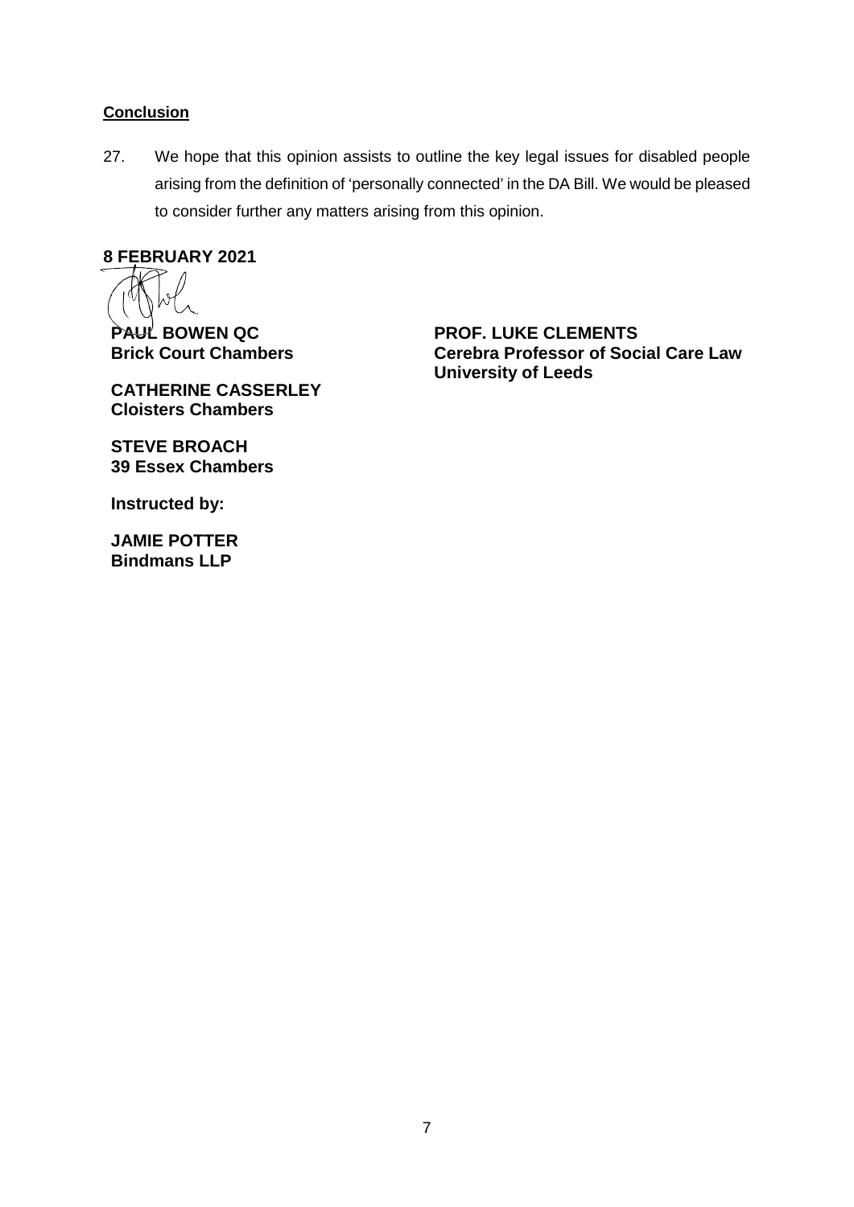**Conclusion**

27. We hope that this opinion assists to outline the key legal issues for disabled people arising from the definition of 'personally connected' in the DA Bill. We would be pleased to consider further any matters arising from this opinion.

**8 FEBRUARY 2021**

**PAUL BOWEN QC**
**Brick Court Chambers**

**CATHERINE CASSERLEY**
**Cloisters Chambers**

**STEVE BROACH**
**39 Essex Chambers**

**PROF. LUKE CLEMENTS**
**Cerebra Professor of Social Care Law**
**University of Leeds**

**Instructed by:**

**JAMIE POTTER**
**Bindmans LLP**